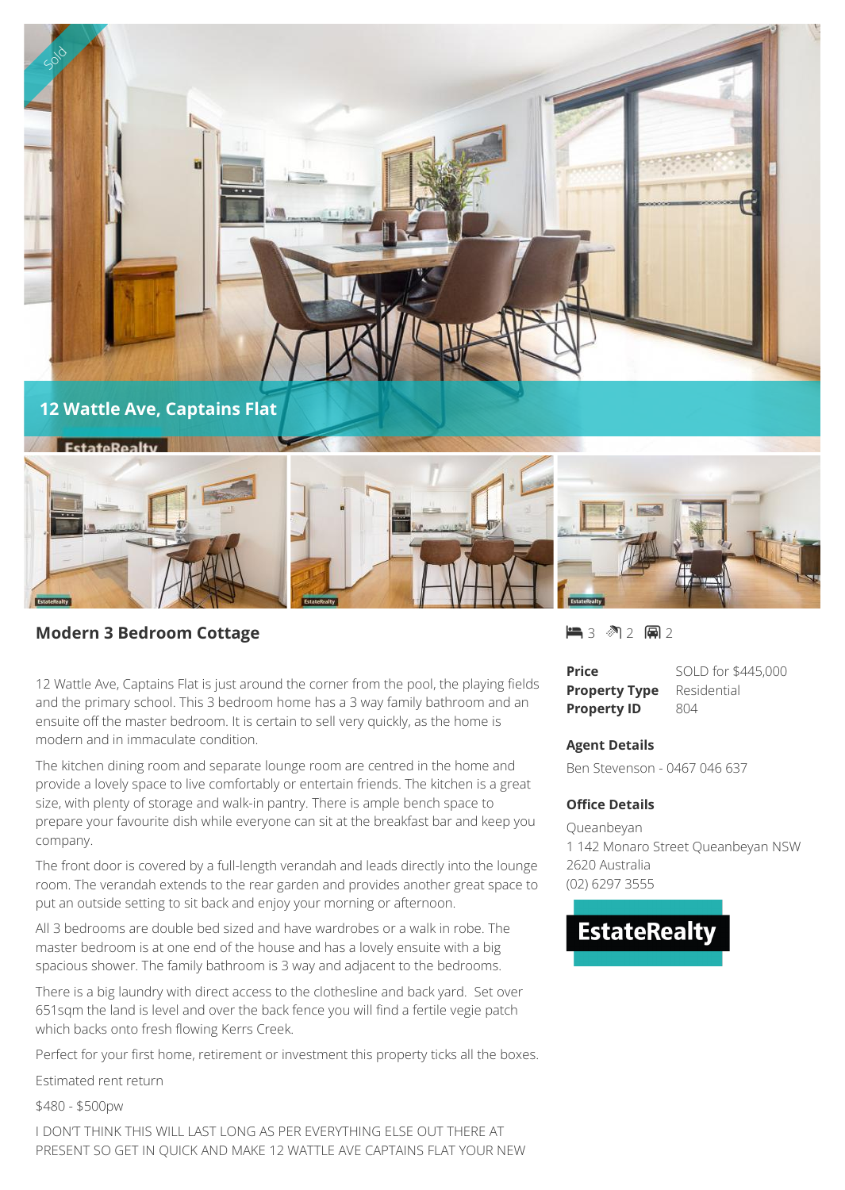Sold

# 12 Wattle Ave, Captains Flat

## Modern 3 Bedroom Cottage

3 2 2

| | |
|---|---|
| **Price** | SOLD for $445,000 |
| **Property Type** | Residential |
| **Property ID** | 804 |

**Agent Details**

Ben Stevenson - 0467 046 637

**Office Details**

Queanbeyan
1 142 Monaro Street Queanbeyan NSW 2620 Australia
(02) 6297 3555

EstateRealty

12 Wattle Ave, Captains Flat is just around the corner from the pool, the playing fields and the primary school. This 3 bedroom home has a 3 way family bathroom and an ensuite off the master bedroom. It is certain to sell very quickly, as the home is modern and in immaculate condition.

The kitchen dining room and separate lounge room are centred in the home and provide a lovely space to live comfortably or entertain friends. The kitchen is a great size, with plenty of storage and walk-in pantry. There is ample bench space to prepare your favourite dish while everyone can sit at the breakfast bar and keep you company.

The front door is covered by a full-length verandah and leads directly into the lounge room. The verandah extends to the rear garden and provides another great space to put an outside setting to sit back and enjoy your morning or afternoon.

All 3 bedrooms are double bed sized and have wardrobes or a walk in robe. The master bedroom is at one end of the house and has a lovely ensuite with a big spacious shower. The family bathroom is 3 way and adjacent to the bedrooms.

There is a big laundry with direct access to the clothesline and back yard. Set over 651sqm the land is level and over the back fence you will find a fertile vegie patch which backs onto fresh flowing Kerrs Creek.

Perfect for your first home, retirement or investment this property ticks all the boxes.

Estimated rent return

$480 - $500pw

I DON'T THINK THIS WILL LAST LONG AS PER EVERYTHING ELSE OUT THERE AT PRESENT SO GET IN QUICK AND MAKE 12 WATTLE AVE CAPTAINS FLAT YOUR NEW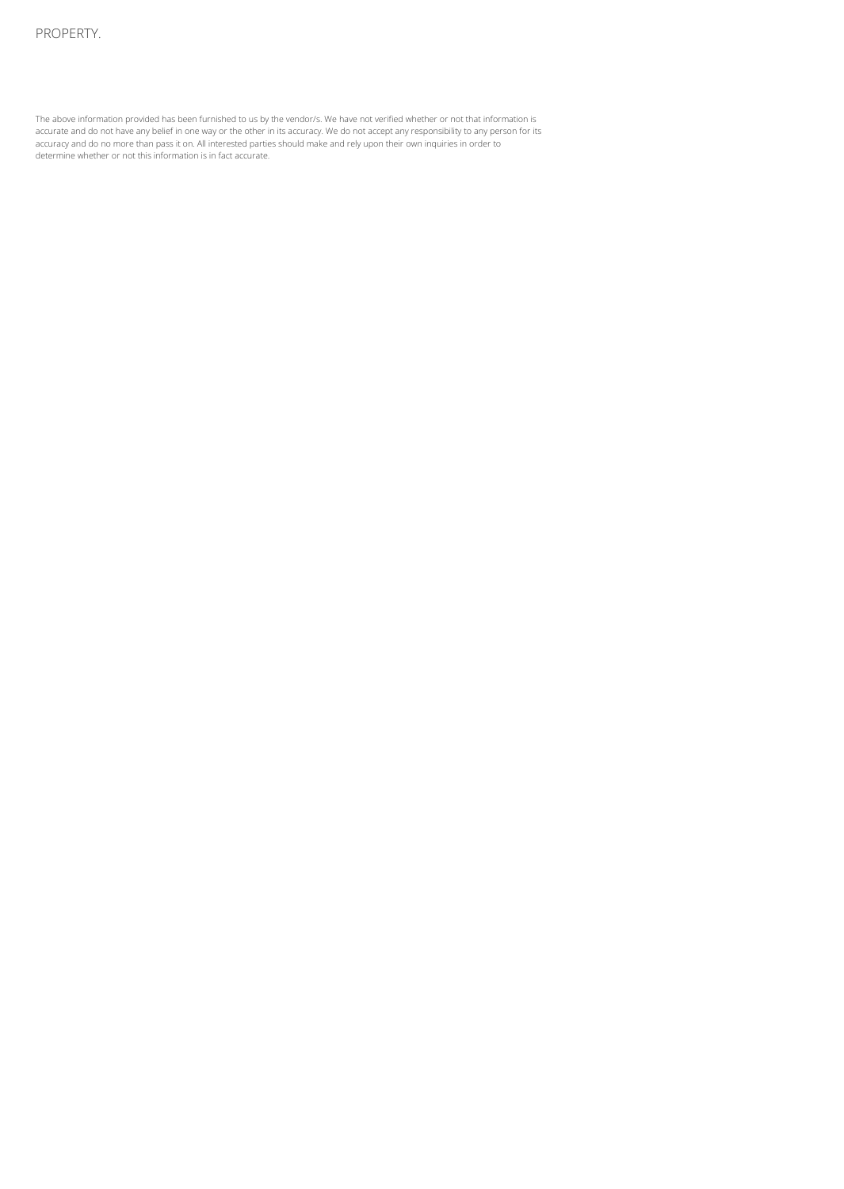PROPERTY.

The above information provided has been furnished to us by the vendor/s. We have not verified whether or not that information is accurate and do not have any belief in one way or the other in its accuracy. We do not accept any responsibility to any person for its accuracy and do no more than pass it on. All interested parties should make and rely upon their own inquiries in order to determine whether or not this information is in fact accurate.